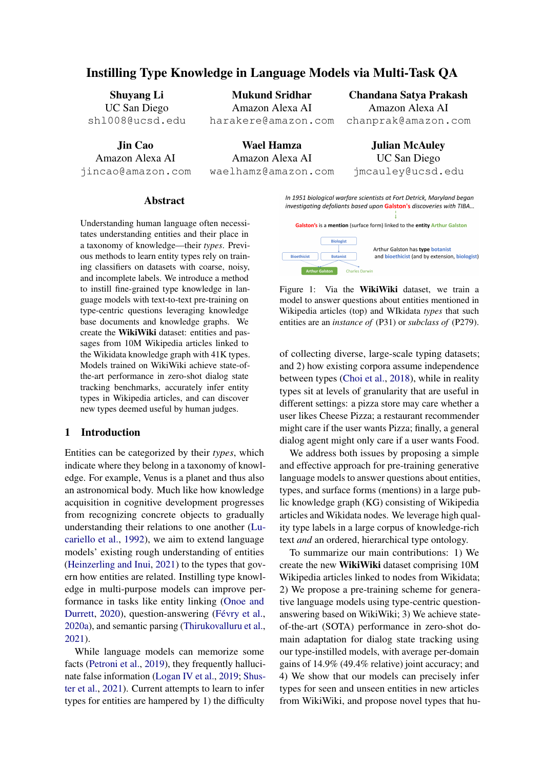# Instilling Type Knowledge in Language Models via Multi-Task QA

**Shuyang Li**
UC San Diego
shl008@ucsd.edu

**Mukund Sridhar**
Amazon Alexa AI
harakere@amazon.com

**Chandana Satya Prakash**
Amazon Alexa AI
chanprak@amazon.com

**Jin Cao**
Amazon Alexa AI
jincao@amazon.com

**Wael Hamza**
Amazon Alexa AI
waelhamz@amazon.com

**Julian McAuley**
UC San Diego
jmcauley@ucsd.edu

## Abstract

Understanding human language often necessitates understanding entities and their place in a taxonomy of knowledge—their *types*. Previous methods to learn entity types rely on training classifiers on datasets with coarse, noisy, and incomplete labels. We introduce a method to instill fine-grained type knowledge in language models with text-to-text pre-training on type-centric questions leveraging knowledge base documents and knowledge graphs. We create the **WikiWiki** dataset: entities and passages from 10M Wikipedia articles linked to the Wikidata knowledge graph with 41K types. Models trained on WikiWiki achieve state-of-the-art performance in zero-shot dialog state tracking benchmarks, accurately infer entity types in Wikipedia articles, and can discover new types deemed useful by human judges.

## 1 Introduction

Entities can be categorized by their *types*, which indicate where they belong in a taxonomy of knowledge. For example, Venus is a planet and thus also an astronomical body. Much like how knowledge acquisition in cognitive development progresses from recognizing concrete objects to gradually understanding their relations to one another (Lucariello et al., 1992), we aim to extend language models' existing rough understanding of entities (Heinzerling and Inui, 2021) to the types that govern how entities are related. Instilling type knowledge in multi-purpose models can improve performance in tasks like entity linking (Onoe and Durrett, 2020), question-answering (Févry et al., 2020a), and semantic parsing (Thirukovalluru et al., 2021).

While language models can memorize some facts (Petroni et al., 2019), they frequently hallucinate false information (Logan IV et al., 2019; Shuster et al., 2021). Current attempts to learn to infer types for entities are hampered by 1) the difficulty of collecting diverse, large-scale typing datasets; and 2) how existing corpora assume independence between types (Choi et al., 2018), while in reality types sit at levels of granularity that are useful in different settings: a pizza store may care whether a user likes Cheese Pizza; a restaurant recommender might care if the user wants Pizza; finally, a general dialog agent might only care if a user wants Food.

*In 1951 biological warfare scientists at Fort Detrick, Maryland began investigating defoliants based upon Galston's discoveries with TIBA...*

Galston's is a mention (surface form) linked to the entity Arthur Galston

Biologist → Bioethicist, Botanist → Arthur Galston, Charles Darwin

Arthur Galston has type botanist and bioethicist (and by extension, biologist)

Figure 1: Via the **WikiWiki** dataset, we train a model to answer questions about entities mentioned in Wikipedia articles (top) and WIkidata *types* that such entities are an *instance of* (P31) or *subclass of* (P279).

We address both issues by proposing a simple and effective approach for pre-training generative language models to answer questions about entities, types, and surface forms (mentions) in a large public knowledge graph (KG) consisting of Wikipedia articles and Wikidata nodes. We leverage high quality type labels in a large corpus of knowledge-rich text *and* an ordered, hierarchical type ontology.

To summarize our main contributions: 1) We create the new **WikiWiki** dataset comprising 10M Wikipedia articles linked to nodes from Wikidata; 2) We propose a pre-training scheme for generative language models using type-centric question-answering based on WikiWiki; 3) We achieve state-of-the-art (SOTA) performance in zero-shot domain adaptation for dialog state tracking using our type-instilled models, with average per-domain gains of 14.9% (49.4% relative) joint accuracy; and 4) We show that our models can precisely infer types for seen and unseen entities in new articles from WikiWiki, and propose novel types that hu-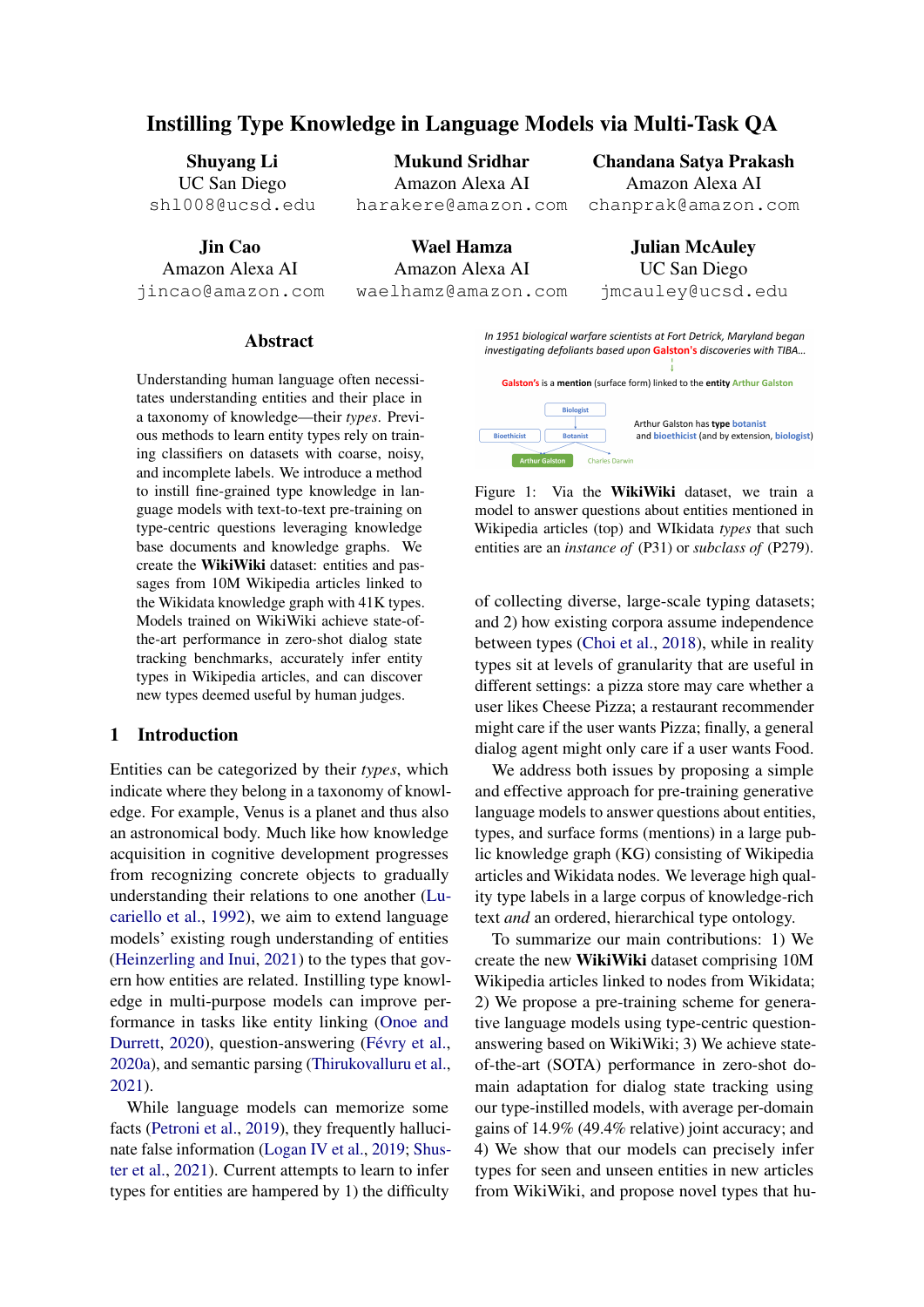# Instilling Type Knowledge in Language Models via Multi-Task QA

**Shuyang Li**
UC San Diego
shl008@ucsd.edu

**Mukund Sridhar**
Amazon Alexa AI
harakere@amazon.com

**Chandana Satya Prakash**
Amazon Alexa AI
chanprak@amazon.com

**Jin Cao**
Amazon Alexa AI
jincao@amazon.com

**Wael Hamza**
Amazon Alexa AI
waelhamz@amazon.com

**Julian McAuley**
UC San Diego
jmcauley@ucsd.edu

## Abstract

Understanding human language often necessitates understanding entities and their place in a taxonomy of knowledge—their *types*. Previous methods to learn entity types rely on training classifiers on datasets with coarse, noisy, and incomplete labels. We introduce a method to instill fine-grained type knowledge in language models with text-to-text pre-training on type-centric questions leveraging knowledge base documents and knowledge graphs. We create the **WikiWiki** dataset: entities and passages from 10M Wikipedia articles linked to the Wikidata knowledge graph with 41K types. Models trained on WikiWiki achieve state-of-the-art performance in zero-shot dialog state tracking benchmarks, accurately infer entity types in Wikipedia articles, and can discover new types deemed useful by human judges.

## 1 Introduction

Entities can be categorized by their *types*, which indicate where they belong in a taxonomy of knowledge. For example, Venus is a planet and thus also an astronomical body. Much like how knowledge acquisition in cognitive development progresses from recognizing concrete objects to gradually understanding their relations to one another (Lucariello et al., 1992), we aim to extend language models' existing rough understanding of entities (Heinzerling and Inui, 2021) to the types that govern how entities are related. Instilling type knowledge in multi-purpose models can improve performance in tasks like entity linking (Onoe and Durrett, 2020), question-answering (Févry et al., 2020a), and semantic parsing (Thirukovalluru et al., 2021).

While language models can memorize some facts (Petroni et al., 2019), they frequently hallucinate false information (Logan IV et al., 2019; Shuster et al., 2021). Current attempts to learn to infer types for entities are hampered by 1) the difficulty of collecting diverse, large-scale typing datasets; and 2) how existing corpora assume independence between types (Choi et al., 2018), while in reality types sit at levels of granularity that are useful in different settings: a pizza store may care whether a user likes Cheese Pizza; a restaurant recommender might care if the user wants Pizza; finally, a general dialog agent might only care if a user wants Food.

*In 1951 biological warfare scientists at Fort Detrick, Maryland began investigating defoliants based upon Galston's discoveries with TIBA...*

Galston's is a mention (surface form) linked to the entity Arthur Galston

Biologist
Bioethicist | Botanist
Arthur Galston | Charles Darwin

Arthur Galston has type botanist and bioethicist (and by extension, biologist)

Figure 1: Via the **WikiWiki** dataset, we train a model to answer questions about entities mentioned in Wikipedia articles (top) and WIkidata *types* that such entities are an *instance of* (P31) or *subclass of* (P279).

We address both issues by proposing a simple and effective approach for pre-training generative language models to answer questions about entities, types, and surface forms (mentions) in a large public knowledge graph (KG) consisting of Wikipedia articles and Wikidata nodes. We leverage high quality type labels in a large corpus of knowledge-rich text *and* an ordered, hierarchical type ontology.

To summarize our main contributions: 1) We create the new **WikiWiki** dataset comprising 10M Wikipedia articles linked to nodes from Wikidata; 2) We propose a pre-training scheme for generative language models using type-centric question-answering based on WikiWiki; 3) We achieve state-of-the-art (SOTA) performance in zero-shot domain adaptation for dialog state tracking using our type-instilled models, with average per-domain gains of 14.9% (49.4% relative) joint accuracy; and 4) We show that our models can precisely infer types for seen and unseen entities in new articles from WikiWiki, and propose novel types that hu-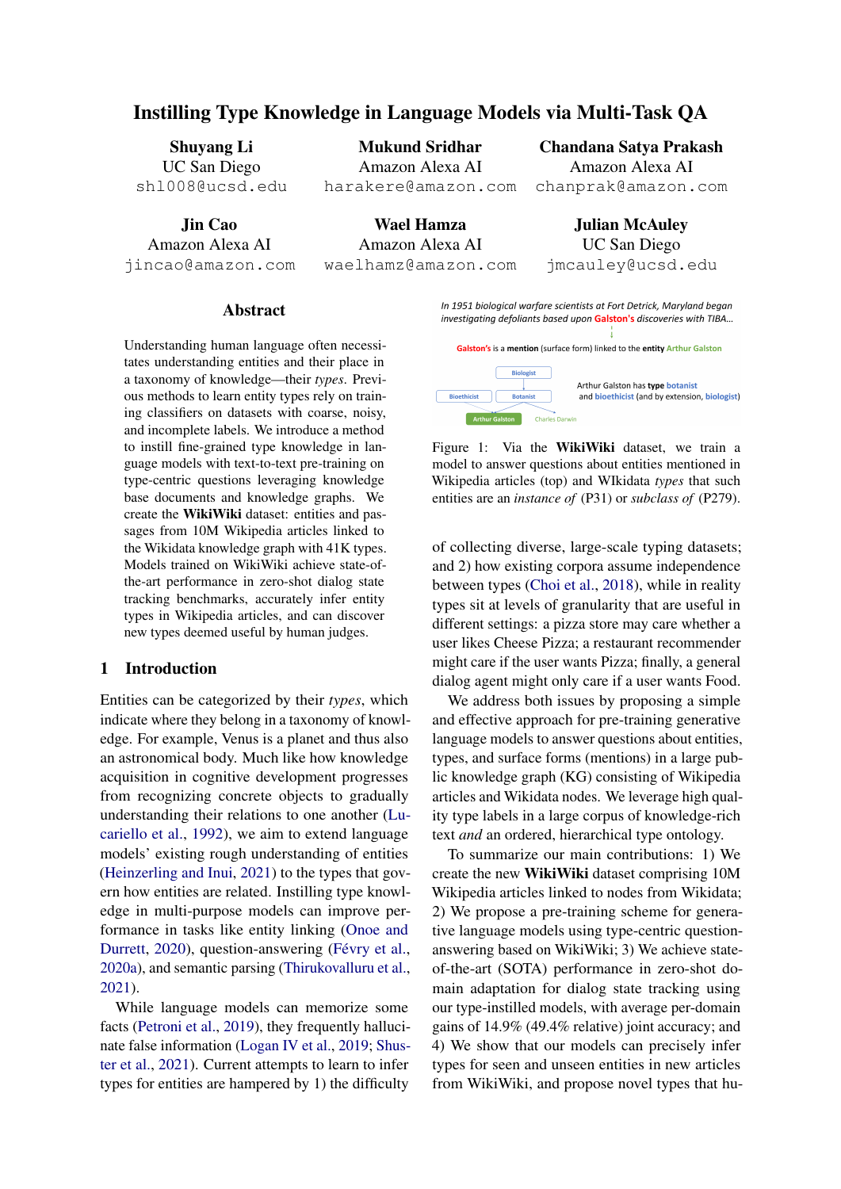# Instilling Type Knowledge in Language Models via Multi-Task QA

**Shuyang Li**
UC San Diego
shl008@ucsd.edu

**Mukund Sridhar**
Amazon Alexa AI
harakere@amazon.com

**Chandana Satya Prakash**
Amazon Alexa AI
chanprak@amazon.com

**Jin Cao**
Amazon Alexa AI
jincao@amazon.com

**Wael Hamza**
Amazon Alexa AI
waelhamz@amazon.com

**Julian McAuley**
UC San Diego
jmcauley@ucsd.edu

## Abstract

Understanding human language often necessitates understanding entities and their place in a taxonomy of knowledge—their *types*. Previous methods to learn entity types rely on training classifiers on datasets with coarse, noisy, and incomplete labels. We introduce a method to instill fine-grained type knowledge in language models with text-to-text pre-training on type-centric questions leveraging knowledge base documents and knowledge graphs. We create the **WikiWiki** dataset: entities and passages from 10M Wikipedia articles linked to the Wikidata knowledge graph with 41K types. Models trained on WikiWiki achieve state-of-the-art performance in zero-shot dialog state tracking benchmarks, accurately infer entity types in Wikipedia articles, and can discover new types deemed useful by human judges.

## 1 Introduction

Entities can be categorized by their *types*, which indicate where they belong in a taxonomy of knowledge. For example, Venus is a planet and thus also an astronomical body. Much like how knowledge acquisition in cognitive development progresses from recognizing concrete objects to gradually understanding their relations to one another (Lucariello et al., 1992), we aim to extend language models' existing rough understanding of entities (Heinzerling and Inui, 2021) to the types that govern how entities are related. Instilling type knowledge in multi-purpose models can improve performance in tasks like entity linking (Onoe and Durrett, 2020), question-answering (Févry et al., 2020a), and semantic parsing (Thirukovalluru et al., 2021).

While language models can memorize some facts (Petroni et al., 2019), they frequently hallucinate false information (Logan IV et al., 2019; Shuster et al., 2021). Current attempts to learn to infer types for entities are hampered by 1) the difficulty of collecting diverse, large-scale typing datasets; and 2) how existing corpora assume independence between types (Choi et al., 2018), while in reality types sit at levels of granularity that are useful in different settings: a pizza store may care whether a user likes Cheese Pizza; a restaurant recommender might care if the user wants Pizza; finally, a general dialog agent might only care if a user wants Food.

*In 1951 biological warfare scientists at Fort Detrick, Maryland began investigating defoliants based upon Galston's discoveries with TIBA...*

Galston's is a **mention** (surface form) linked to the **entity** Arthur Galston

Biologist → Bioethicist, Botanist → Arthur Galston, Charles Darwin

Arthur Galston has **type** botanist and bioethicist (and by extension, biologist)

Figure 1: Via the **WikiWiki** dataset, we train a model to answer questions about entities mentioned in Wikipedia articles (top) and WIkidata *types* that such entities are an *instance of* (P31) or *subclass of* (P279).

We address both issues by proposing a simple and effective approach for pre-training generative language models to answer questions about entities, types, and surface forms (mentions) in a large public knowledge graph (KG) consisting of Wikipedia articles and Wikidata nodes. We leverage high quality type labels in a large corpus of knowledge-rich text *and* an ordered, hierarchical type ontology.

To summarize our main contributions: 1) We create the new **WikiWiki** dataset comprising 10M Wikipedia articles linked to nodes from Wikidata; 2) We propose a pre-training scheme for generative language models using type-centric question-answering based on WikiWiki; 3) We achieve state-of-the-art (SOTA) performance in zero-shot domain adaptation for dialog state tracking using our type-instilled models, with average per-domain gains of 14.9% (49.4% relative) joint accuracy; and 4) We show that our models can precisely infer types for seen and unseen entities in new articles from WikiWiki, and propose novel types that hu-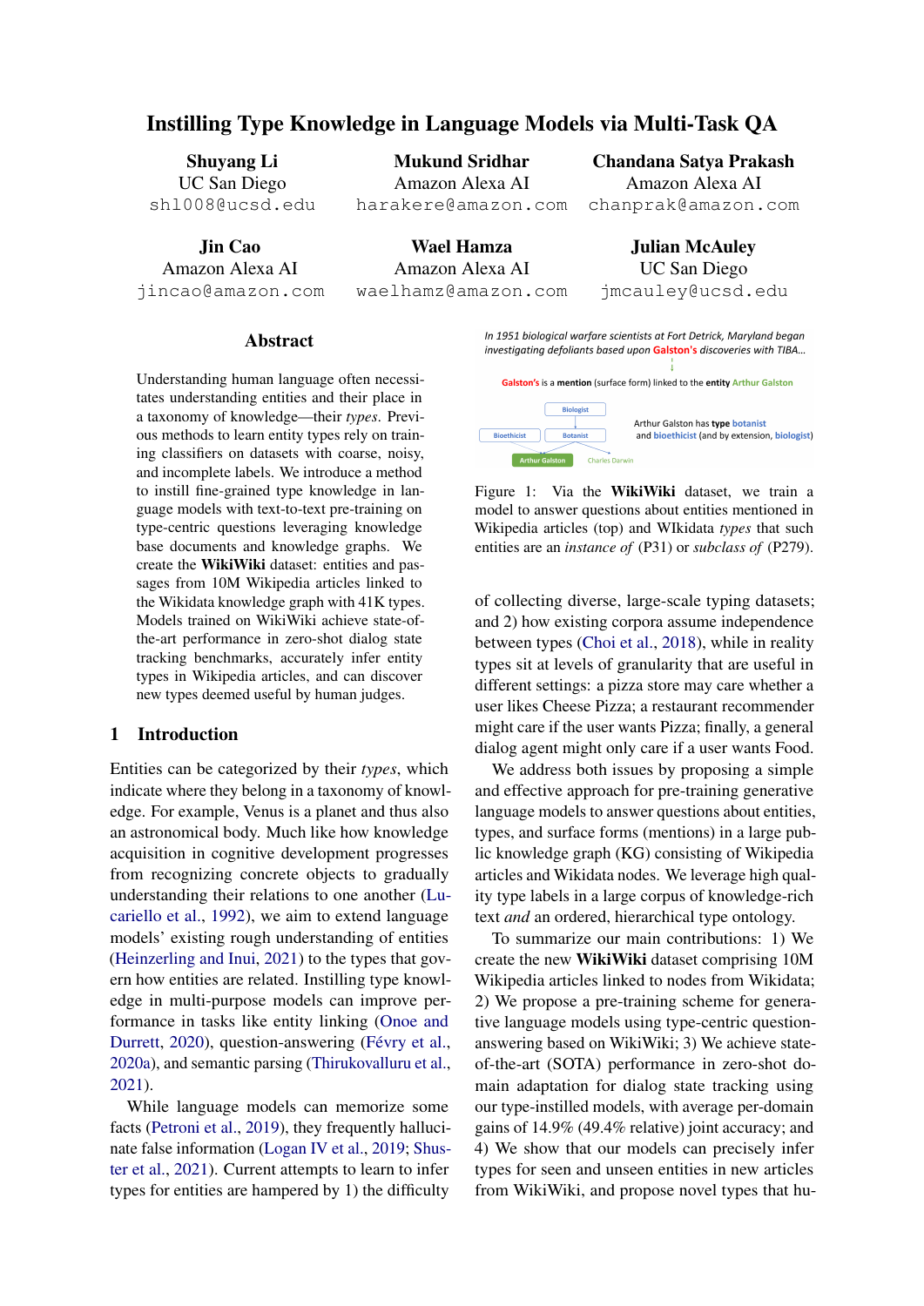# Instilling Type Knowledge in Language Models via Multi-Task QA

**Shuyang Li**
UC San Diego
shl008@ucsd.edu

**Mukund Sridhar**
Amazon Alexa AI
harakere@amazon.com

**Chandana Satya Prakash**
Amazon Alexa AI
chanprak@amazon.com

**Jin Cao**
Amazon Alexa AI
jincao@amazon.com

**Wael Hamza**
Amazon Alexa AI
waelhamz@amazon.com

**Julian McAuley**
UC San Diego
jmcauley@ucsd.edu

## Abstract

Understanding human language often necessitates understanding entities and their place in a taxonomy of knowledge—their *types*. Previous methods to learn entity types rely on training classifiers on datasets with coarse, noisy, and incomplete labels. We introduce a method to instill fine-grained type knowledge in language models with text-to-text pre-training on type-centric questions leveraging knowledge base documents and knowledge graphs. We create the **WikiWiki** dataset: entities and passages from 10M Wikipedia articles linked to the Wikidata knowledge graph with 41K types. Models trained on WikiWiki achieve state-of-the-art performance in zero-shot dialog state tracking benchmarks, accurately infer entity types in Wikipedia articles, and can discover new types deemed useful by human judges.

## 1 Introduction

Entities can be categorized by their *types*, which indicate where they belong in a taxonomy of knowledge. For example, Venus is a planet and thus also an astronomical body. Much like how knowledge acquisition in cognitive development progresses from recognizing concrete objects to gradually understanding their relations to one another (Lucariello et al., 1992), we aim to extend language models' existing rough understanding of entities (Heinzerling and Inui, 2021) to the types that govern how entities are related. Instilling type knowledge in multi-purpose models can improve performance in tasks like entity linking (Onoe and Durrett, 2020), question-answering (Févry et al., 2020a), and semantic parsing (Thirukovalluru et al., 2021).

While language models can memorize some facts (Petroni et al., 2019), they frequently hallucinate false information (Logan IV et al., 2019; Shuster et al., 2021). Current attempts to learn to infer types for entities are hampered by 1) the difficulty of collecting diverse, large-scale typing datasets; and 2) how existing corpora assume independence between types (Choi et al., 2018), while in reality types sit at levels of granularity that are useful in different settings: a pizza store may care whether a user likes Cheese Pizza; a restaurant recommender might care if the user wants Pizza; finally, a general dialog agent might only care if a user wants Food.

*In 1951 biological warfare scientists at Fort Detrick, Maryland began investigating defoliants based upon Galston's discoveries with TIBA...*

Galston's is a **mention** (surface form) linked to the **entity** Arthur Galston

Biologist → Bioethicist, Botanist → Arthur Galston, Charles Darwin

Arthur Galston has **type** botanist and bioethicist (and by extension, biologist)

Figure 1: Via the **WikiWiki** dataset, we train a model to answer questions about entities mentioned in Wikipedia articles (top) and WIkidata *types* that such entities are an *instance of* (P31) or *subclass of* (P279).

We address both issues by proposing a simple and effective approach for pre-training generative language models to answer questions about entities, types, and surface forms (mentions) in a large public knowledge graph (KG) consisting of Wikipedia articles and Wikidata nodes. We leverage high quality type labels in a large corpus of knowledge-rich text *and* an ordered, hierarchical type ontology.

To summarize our main contributions: 1) We create the new **WikiWiki** dataset comprising 10M Wikipedia articles linked to nodes from Wikidata; 2) We propose a pre-training scheme for generative language models using type-centric question-answering based on WikiWiki; 3) We achieve state-of-the-art (SOTA) performance in zero-shot domain adaptation for dialog state tracking using our type-instilled models, with average per-domain gains of 14.9% (49.4% relative) joint accuracy; and 4) We show that our models can precisely infer types for seen and unseen entities in new articles from WikiWiki, and propose novel types that hu-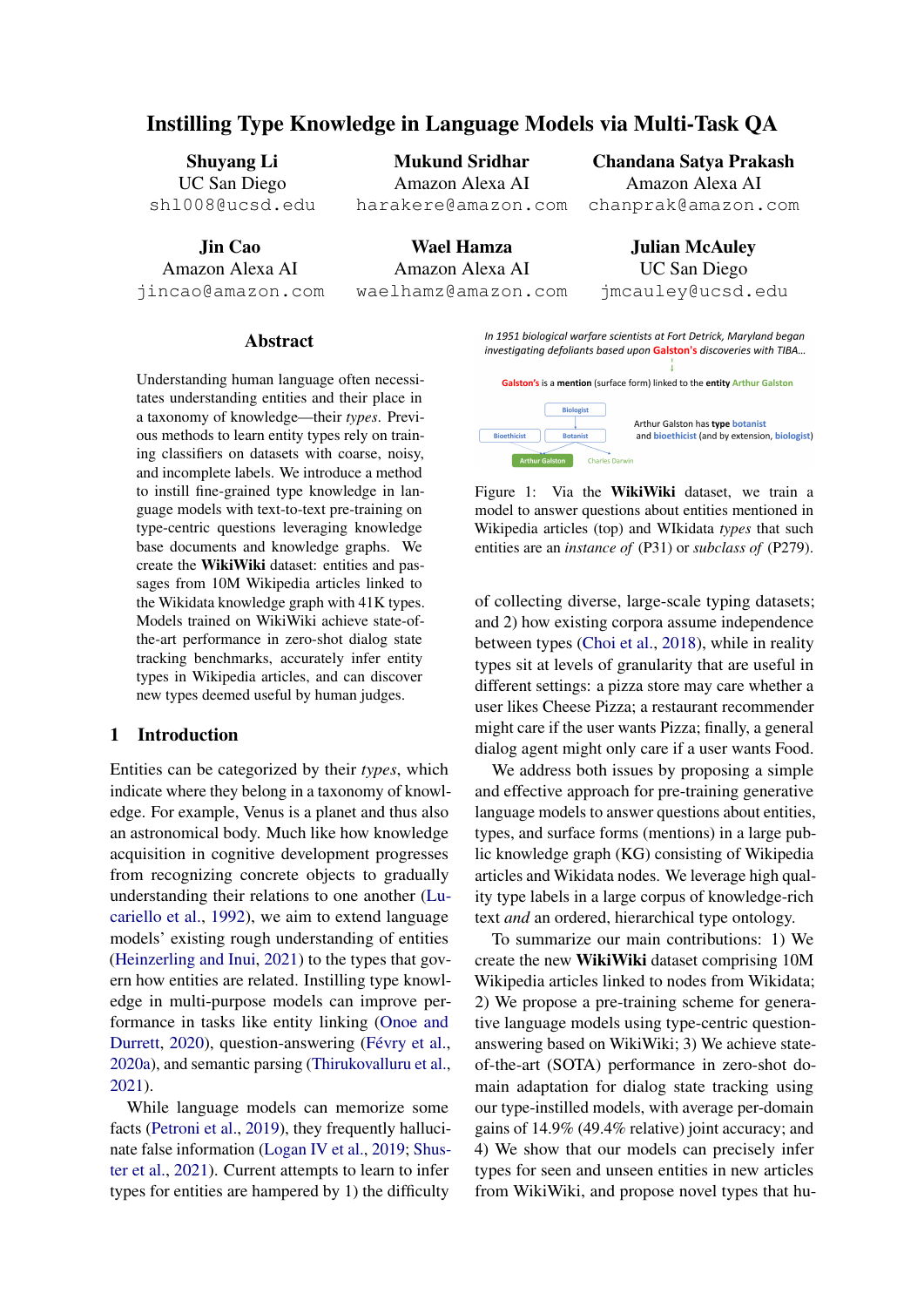# Instilling Type Knowledge in Language Models via Multi-Task QA

**Shuyang Li**
UC San Diego
shl008@ucsd.edu

**Mukund Sridhar**
Amazon Alexa AI
harakere@amazon.com

**Chandana Satya Prakash**
Amazon Alexa AI
chanprak@amazon.com

**Jin Cao**
Amazon Alexa AI
jincao@amazon.com

**Wael Hamza**
Amazon Alexa AI
waelhamz@amazon.com

**Julian McAuley**
UC San Diego
jmcauley@ucsd.edu

## Abstract

Understanding human language often necessitates understanding entities and their place in a taxonomy of knowledge—their *types*. Previous methods to learn entity types rely on training classifiers on datasets with coarse, noisy, and incomplete labels. We introduce a method to instill fine-grained type knowledge in language models with text-to-text pre-training on type-centric questions leveraging knowledge base documents and knowledge graphs. We create the **WikiWiki** dataset: entities and passages from 10M Wikipedia articles linked to the Wikidata knowledge graph with 41K types. Models trained on WikiWiki achieve state-of-the-art performance in zero-shot dialog state tracking benchmarks, accurately infer entity types in Wikipedia articles, and can discover new types deemed useful by human judges.

## 1 Introduction

Entities can be categorized by their *types*, which indicate where they belong in a taxonomy of knowledge. For example, Venus is a planet and thus also an astronomical body. Much like how knowledge acquisition in cognitive development progresses from recognizing concrete objects to gradually understanding their relations to one another (Lucariello et al., 1992), we aim to extend language models' existing rough understanding of entities (Heinzerling and Inui, 2021) to the types that govern how entities are related. Instilling type knowledge in multi-purpose models can improve performance in tasks like entity linking (Onoe and Durrett, 2020), question-answering (Févry et al., 2020a), and semantic parsing (Thirukovalluru et al., 2021).

While language models can memorize some facts (Petroni et al., 2019), they frequently hallucinate false information (Logan IV et al., 2019; Shuster et al., 2021). Current attempts to learn to infer types for entities are hampered by 1) the difficulty of collecting diverse, large-scale typing datasets; and 2) how existing corpora assume independence between types (Choi et al., 2018), while in reality types sit at levels of granularity that are useful in different settings: a pizza store may care whether a user likes Cheese Pizza; a restaurant recommender might care if the user wants Pizza; finally, a general dialog agent might only care if a user wants Food.

In 1951 biological warfare scientists at Fort Detrick, Maryland began investigating defoliants based upon Galston's discoveries with TIBA...

Galston's is a mention (surface form) linked to the entity Arthur Galston

Biologist; Bioethicist; Botanist; Arthur Galston; Charles Darwin

Arthur Galston has type botanist and bioethicist (and by extension, biologist)

Figure 1: Via the **WikiWiki** dataset, we train a model to answer questions about entities mentioned in Wikipedia articles (top) and WIkidata *types* that such entities are an *instance of* (P31) or *subclass of* (P279).

We address both issues by proposing a simple and effective approach for pre-training generative language models to answer questions about entities, types, and surface forms (mentions) in a large public knowledge graph (KG) consisting of Wikipedia articles and Wikidata nodes. We leverage high quality type labels in a large corpus of knowledge-rich text *and* an ordered, hierarchical type ontology.

To summarize our main contributions: 1) We create the new **WikiWiki** dataset comprising 10M Wikipedia articles linked to nodes from Wikidata; 2) We propose a pre-training scheme for generative language models using type-centric question-answering based on WikiWiki; 3) We achieve state-of-the-art (SOTA) performance in zero-shot domain adaptation for dialog state tracking using our type-instilled models, with average per-domain gains of 14.9% (49.4% relative) joint accuracy; and 4) We show that our models can precisely infer types for seen and unseen entities in new articles from WikiWiki, and propose novel types that hu-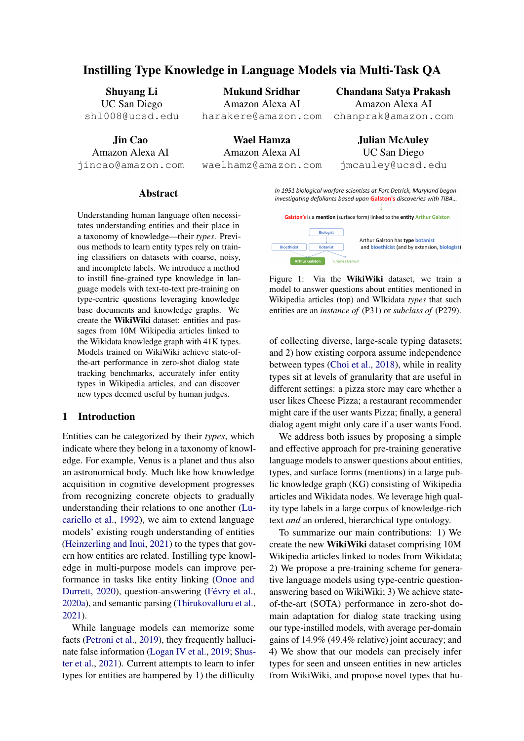# Instilling Type Knowledge in Language Models via Multi-Task QA

**Shuyang Li**
UC San Diego
shl008@ucsd.edu

**Mukund Sridhar**
Amazon Alexa AI
harakere@amazon.com

**Chandana Satya Prakash**
Amazon Alexa AI
chanprak@amazon.com

**Jin Cao**
Amazon Alexa AI
jincao@amazon.com

**Wael Hamza**
Amazon Alexa AI
waelhamz@amazon.com

**Julian McAuley**
UC San Diego
jmcauley@ucsd.edu

## Abstract

Understanding human language often necessitates understanding entities and their place in a taxonomy of knowledge—their *types*. Previous methods to learn entity types rely on training classifiers on datasets with coarse, noisy, and incomplete labels. We introduce a method to instill fine-grained type knowledge in language models with text-to-text pre-training on type-centric questions leveraging knowledge base documents and knowledge graphs. We create the **WikiWiki** dataset: entities and passages from 10M Wikipedia articles linked to the Wikidata knowledge graph with 41K types. Models trained on WikiWiki achieve state-of-the-art performance in zero-shot dialog state tracking benchmarks, accurately infer entity types in Wikipedia articles, and can discover new types deemed useful by human judges.

## 1 Introduction

Entities can be categorized by their *types*, which indicate where they belong in a taxonomy of knowledge. For example, Venus is a planet and thus also an astronomical body. Much like how knowledge acquisition in cognitive development progresses from recognizing concrete objects to gradually understanding their relations to one another (Lucariello et al., 1992), we aim to extend language models' existing rough understanding of entities (Heinzerling and Inui, 2021) to the types that govern how entities are related. Instilling type knowledge in multi-purpose models can improve performance in tasks like entity linking (Onoe and Durrett, 2020), question-answering (Févry et al., 2020a), and semantic parsing (Thirukovalluru et al., 2021).

While language models can memorize some facts (Petroni et al., 2019), they frequently hallucinate false information (Logan IV et al., 2019; Shuster et al., 2021). Current attempts to learn to infer types for entities are hampered by 1) the difficulty of collecting diverse, large-scale typing datasets; and 2) how existing corpora assume independence between types (Choi et al., 2018), while in reality types sit at levels of granularity that are useful in different settings: a pizza store may care whether a user likes Cheese Pizza; a restaurant recommender might care if the user wants Pizza; finally, a general dialog agent might only care if a user wants Food.

Figure 1: Via the **WikiWiki** dataset, we train a model to answer questions about entities mentioned in Wikipedia articles (top) and WIkidata *types* that such entities are an *instance of* (P31) or *subclass of* (P279).

We address both issues by proposing a simple and effective approach for pre-training generative language models to answer questions about entities, types, and surface forms (mentions) in a large public knowledge graph (KG) consisting of Wikipedia articles and Wikidata nodes. We leverage high quality type labels in a large corpus of knowledge-rich text *and* an ordered, hierarchical type ontology.

To summarize our main contributions: 1) We create the new **WikiWiki** dataset comprising 10M Wikipedia articles linked to nodes from Wikidata; 2) We propose a pre-training scheme for generative language models using type-centric question-answering based on WikiWiki; 3) We achieve state-of-the-art (SOTA) performance in zero-shot domain adaptation for dialog state tracking using our type-instilled models, with average per-domain gains of 14.9% (49.4% relative) joint accuracy; and 4) We show that our models can precisely infer types for seen and unseen entities in new articles from WikiWiki, and propose novel types that hu-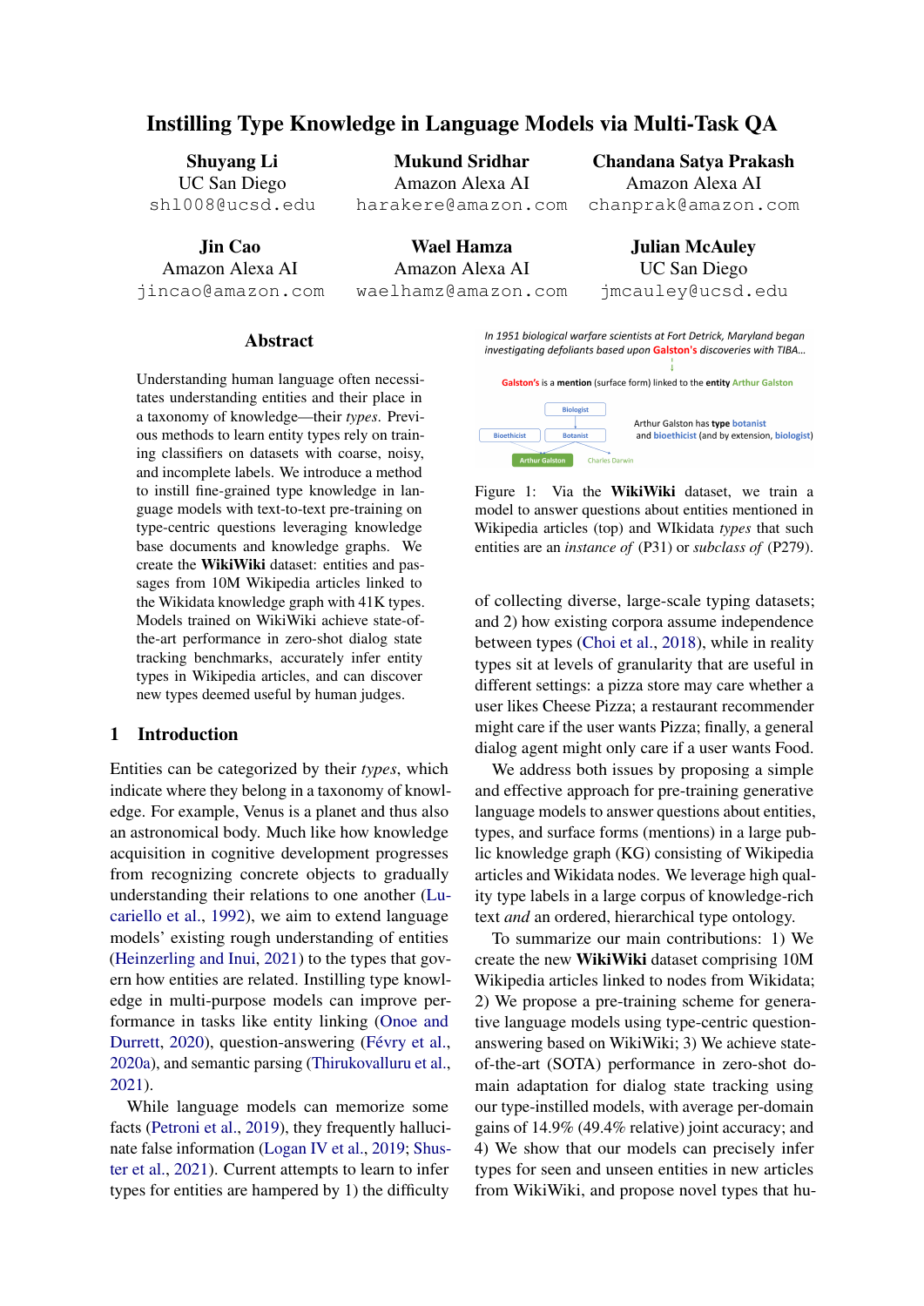# Instilling Type Knowledge in Language Models via Multi-Task QA

**Shuyang Li**
UC San Diego
shl008@ucsd.edu

**Mukund Sridhar**
Amazon Alexa AI
harakere@amazon.com

**Chandana Satya Prakash**
Amazon Alexa AI
chanprak@amazon.com

**Jin Cao**
Amazon Alexa AI
jincao@amazon.com

**Wael Hamza**
Amazon Alexa AI
waelhamz@amazon.com

**Julian McAuley**
UC San Diego
jmcauley@ucsd.edu

## Abstract

Understanding human language often necessitates understanding entities and their place in a taxonomy of knowledge—their *types*. Previous methods to learn entity types rely on training classifiers on datasets with coarse, noisy, and incomplete labels. We introduce a method to instill fine-grained type knowledge in language models with text-to-text pre-training on type-centric questions leveraging knowledge base documents and knowledge graphs. We create the **WikiWiki** dataset: entities and passages from 10M Wikipedia articles linked to the Wikidata knowledge graph with 41K types. Models trained on WikiWiki achieve state-of-the-art performance in zero-shot dialog state tracking benchmarks, accurately infer entity types in Wikipedia articles, and can discover new types deemed useful by human judges.

## 1 Introduction

Entities can be categorized by their *types*, which indicate where they belong in a taxonomy of knowledge. For example, Venus is a planet and thus also an astronomical body. Much like how knowledge acquisition in cognitive development progresses from recognizing concrete objects to gradually understanding their relations to one another (Lucariello et al., 1992), we aim to extend language models' existing rough understanding of entities (Heinzerling and Inui, 2021) to the types that govern how entities are related. Instilling type knowledge in multi-purpose models can improve performance in tasks like entity linking (Onoe and Durrett, 2020), question-answering (Févry et al., 2020a), and semantic parsing (Thirukovalluru et al., 2021).

While language models can memorize some facts (Petroni et al., 2019), they frequently hallucinate false information (Logan IV et al., 2019; Shuster et al., 2021). Current attempts to learn to infer types for entities are hampered by 1) the difficulty of collecting diverse, large-scale typing datasets; and 2) how existing corpora assume independence between types (Choi et al., 2018), while in reality types sit at levels of granularity that are useful in different settings: a pizza store may care whether a user likes Cheese Pizza; a restaurant recommender might care if the user wants Pizza; finally, a general dialog agent might only care if a user wants Food.

Figure 1: Via the **WikiWiki** dataset, we train a model to answer questions about entities mentioned in Wikipedia articles (top) and WIkidata *types* that such entities are an *instance of* (P31) or *subclass of* (P279).

We address both issues by proposing a simple and effective approach for pre-training generative language models to answer questions about entities, types, and surface forms (mentions) in a large public knowledge graph (KG) consisting of Wikipedia articles and Wikidata nodes. We leverage high quality type labels in a large corpus of knowledge-rich text *and* an ordered, hierarchical type ontology.

To summarize our main contributions: 1) We create the new **WikiWiki** dataset comprising 10M Wikipedia articles linked to nodes from Wikidata; 2) We propose a pre-training scheme for generative language models using type-centric question-answering based on WikiWiki; 3) We achieve state-of-the-art (SOTA) performance in zero-shot domain adaptation for dialog state tracking using our type-instilled models, with average per-domain gains of 14.9% (49.4% relative) joint accuracy; and 4) We show that our models can precisely infer types for seen and unseen entities in new articles from WikiWiki, and propose novel types that hu-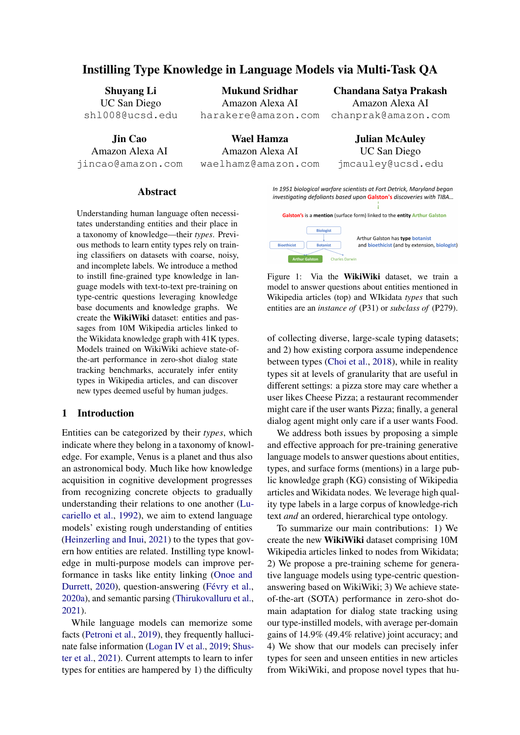# Instilling Type Knowledge in Language Models via Multi-Task QA

**Shuyang Li**
UC San Diego
shl008@ucsd.edu

**Mukund Sridhar**
Amazon Alexa AI
harakere@amazon.com

**Chandana Satya Prakash**
Amazon Alexa AI
chanprak@amazon.com

**Jin Cao**
Amazon Alexa AI
jincao@amazon.com

**Wael Hamza**
Amazon Alexa AI
waelhamz@amazon.com

**Julian McAuley**
UC San Diego
jmcauley@ucsd.edu

## Abstract

Understanding human language often necessitates understanding entities and their place in a taxonomy of knowledge—their *types*. Previous methods to learn entity types rely on training classifiers on datasets with coarse, noisy, and incomplete labels. We introduce a method to instill fine-grained type knowledge in language models with text-to-text pre-training on type-centric questions leveraging knowledge base documents and knowledge graphs. We create the **WikiWiki** dataset: entities and passages from 10M Wikipedia articles linked to the Wikidata knowledge graph with 41K types. Models trained on WikiWiki achieve state-of-the-art performance in zero-shot dialog state tracking benchmarks, accurately infer entity types in Wikipedia articles, and can discover new types deemed useful by human judges.

## 1 Introduction

Entities can be categorized by their *types*, which indicate where they belong in a taxonomy of knowledge. For example, Venus is a planet and thus also an astronomical body. Much like how knowledge acquisition in cognitive development progresses from recognizing concrete objects to gradually understanding their relations to one another (Lucariello et al., 1992), we aim to extend language models' existing rough understanding of entities (Heinzerling and Inui, 2021) to the types that govern how entities are related. Instilling type knowledge in multi-purpose models can improve performance in tasks like entity linking (Onoe and Durrett, 2020), question-answering (Févry et al., 2020a), and semantic parsing (Thirukovalluru et al., 2021).

While language models can memorize some facts (Petroni et al., 2019), they frequently hallucinate false information (Logan IV et al., 2019; Shuster et al., 2021). Current attempts to learn to infer types for entities are hampered by 1) the difficulty of collecting diverse, large-scale typing datasets; and 2) how existing corpora assume independence between types (Choi et al., 2018), while in reality types sit at levels of granularity that are useful in different settings: a pizza store may care whether a user likes Cheese Pizza; a restaurant recommender might care if the user wants Pizza; finally, a general dialog agent might only care if a user wants Food.

In 1951 biological warfare scientists at Fort Detrick, Maryland began investigating defoliants based upon Galston's discoveries with TIBA...

Galston's is a mention (surface form) linked to the entity Arthur Galston

Biologist

Bioethicist | Botanist

Arthur Galston | Charles Darwin

Arthur Galston has type botanist and bioethicist (and by extension, biologist)

Figure 1: Via the **WikiWiki** dataset, we train a model to answer questions about entities mentioned in Wikipedia articles (top) and WIkidata *types* that such entities are an *instance of* (P31) or *subclass of* (P279).

We address both issues by proposing a simple and effective approach for pre-training generative language models to answer questions about entities, types, and surface forms (mentions) in a large public knowledge graph (KG) consisting of Wikipedia articles and Wikidata nodes. We leverage high quality type labels in a large corpus of knowledge-rich text *and* an ordered, hierarchical type ontology.

To summarize our main contributions: 1) We create the new **WikiWiki** dataset comprising 10M Wikipedia articles linked to nodes from Wikidata; 2) We propose a pre-training scheme for generative language models using type-centric question-answering based on WikiWiki; 3) We achieve state-of-the-art (SOTA) performance in zero-shot domain adaptation for dialog state tracking using our type-instilled models, with average per-domain gains of 14.9% (49.4% relative) joint accuracy; and 4) We show that our models can precisely infer types for seen and unseen entities in new articles from WikiWiki, and propose novel types that hu-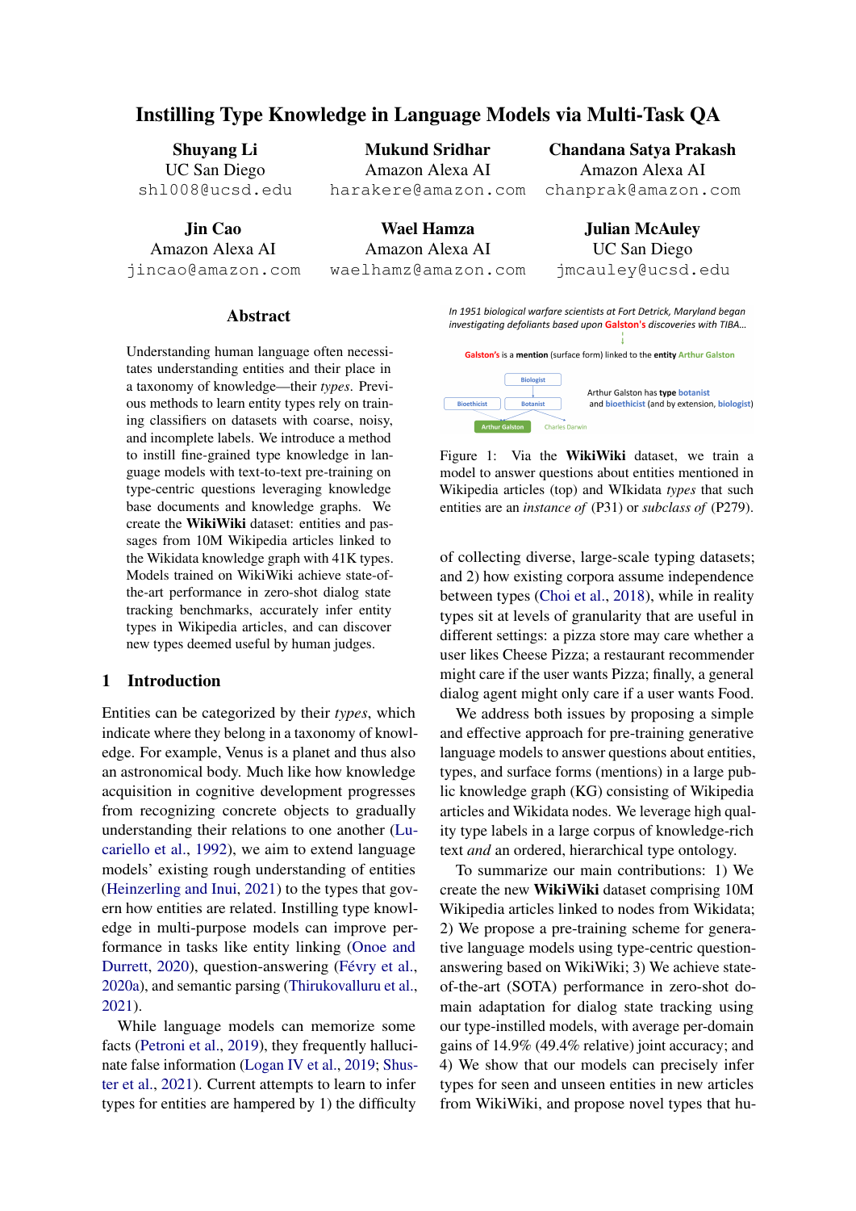# Instilling Type Knowledge in Language Models via Multi-Task QA

**Shuyang Li**
UC San Diego
shl008@ucsd.edu

**Mukund Sridhar**
Amazon Alexa AI
harakere@amazon.com

**Chandana Satya Prakash**
Amazon Alexa AI
chanprak@amazon.com

**Jin Cao**
Amazon Alexa AI
jincao@amazon.com

**Wael Hamza**
Amazon Alexa AI
waelhamz@amazon.com

**Julian McAuley**
UC San Diego
jmcauley@ucsd.edu

## Abstract

Understanding human language often necessitates understanding entities and their place in a taxonomy of knowledge—their *types*. Previous methods to learn entity types rely on training classifiers on datasets with coarse, noisy, and incomplete labels. We introduce a method to instill fine-grained type knowledge in language models with text-to-text pre-training on type-centric questions leveraging knowledge base documents and knowledge graphs. We create the **WikiWiki** dataset: entities and passages from 10M Wikipedia articles linked to the Wikidata knowledge graph with 41K types. Models trained on WikiWiki achieve state-of-the-art performance in zero-shot dialog state tracking benchmarks, accurately infer entity types in Wikipedia articles, and can discover new types deemed useful by human judges.

## 1 Introduction

Entities can be categorized by their *types*, which indicate where they belong in a taxonomy of knowledge. For example, Venus is a planet and thus also an astronomical body. Much like how knowledge acquisition in cognitive development progresses from recognizing concrete objects to gradually understanding their relations to one another (Lucariello et al., 1992), we aim to extend language models' existing rough understanding of entities (Heinzerling and Inui, 2021) to the types that govern how entities are related. Instilling type knowledge in multi-purpose models can improve performance in tasks like entity linking (Onoe and Durrett, 2020), question-answering (Févry et al., 2020a), and semantic parsing (Thirukovalluru et al., 2021).

While language models can memorize some facts (Petroni et al., 2019), they frequently hallucinate false information (Logan IV et al., 2019; Shuster et al., 2021). Current attempts to learn to infer types for entities are hampered by 1) the difficulty of collecting diverse, large-scale typing datasets; and 2) how existing corpora assume independence between types (Choi et al., 2018), while in reality types sit at levels of granularity that are useful in different settings: a pizza store may care whether a user likes Cheese Pizza; a restaurant recommender might care if the user wants Pizza; finally, a general dialog agent might only care if a user wants Food.

In 1951 biological warfare scientists at Fort Detrick, Maryland began investigating defoliants based upon Galston's discoveries with TIBA...

Galston's is a mention (surface form) linked to the entity Arthur Galston

Biologist
Bioethicist
Botanist
Arthur Galston
Charles Darwin

Arthur Galston has type botanist and bioethicist (and by extension, biologist)

Figure 1: Via the **WikiWiki** dataset, we train a model to answer questions about entities mentioned in Wikipedia articles (top) and WIkidata *types* that such entities are an *instance of* (P31) or *subclass of* (P279).

We address both issues by proposing a simple and effective approach for pre-training generative language models to answer questions about entities, types, and surface forms (mentions) in a large public knowledge graph (KG) consisting of Wikipedia articles and Wikidata nodes. We leverage high quality type labels in a large corpus of knowledge-rich text *and* an ordered, hierarchical type ontology.

To summarize our main contributions: 1) We create the new **WikiWiki** dataset comprising 10M Wikipedia articles linked to nodes from Wikidata; 2) We propose a pre-training scheme for generative language models using type-centric question-answering based on WikiWiki; 3) We achieve state-of-the-art (SOTA) performance in zero-shot domain adaptation for dialog state tracking using our type-instilled models, with average per-domain gains of 14.9% (49.4% relative) joint accuracy; and 4) We show that our models can precisely infer types for seen and unseen entities in new articles from WikiWiki, and propose novel types that hu-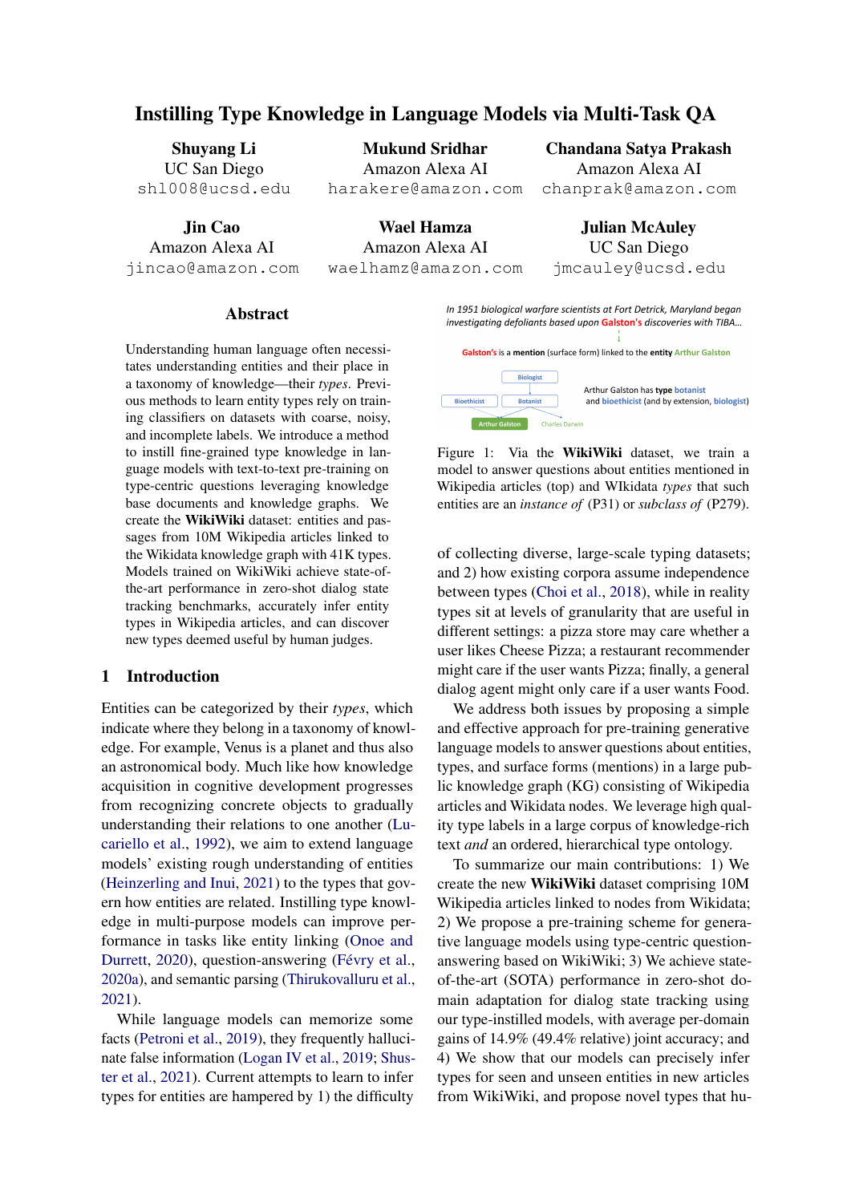# Instilling Type Knowledge in Language Models via Multi-Task QA

**Shuyang Li**
UC San Diego
shl008@ucsd.edu

**Mukund Sridhar**
Amazon Alexa AI
harakere@amazon.com

**Chandana Satya Prakash**
Amazon Alexa AI
chanprak@amazon.com

**Jin Cao**
Amazon Alexa AI
jincao@amazon.com

**Wael Hamza**
Amazon Alexa AI
waelhamz@amazon.com

**Julian McAuley**
UC San Diego
jmcauley@ucsd.edu

## Abstract

Understanding human language often necessitates understanding entities and their place in a taxonomy of knowledge—their *types*. Previous methods to learn entity types rely on training classifiers on datasets with coarse, noisy, and incomplete labels. We introduce a method to instill fine-grained type knowledge in language models with text-to-text pre-training on type-centric questions leveraging knowledge base documents and knowledge graphs. We create the **WikiWiki** dataset: entities and passages from 10M Wikipedia articles linked to the Wikidata knowledge graph with 41K types. Models trained on WikiWiki achieve state-of-the-art performance in zero-shot dialog state tracking benchmarks, accurately infer entity types in Wikipedia articles, and can discover new types deemed useful by human judges.

## 1 Introduction

Entities can be categorized by their *types*, which indicate where they belong in a taxonomy of knowledge. For example, Venus is a planet and thus also an astronomical body. Much like how knowledge acquisition in cognitive development progresses from recognizing concrete objects to gradually understanding their relations to one another (Lucariello et al., 1992), we aim to extend language models' existing rough understanding of entities (Heinzerling and Inui, 2021) to the types that govern how entities are related. Instilling type knowledge in multi-purpose models can improve performance in tasks like entity linking (Onoe and Durrett, 2020), question-answering (Févry et al., 2020a), and semantic parsing (Thirukovalluru et al., 2021).

While language models can memorize some facts (Petroni et al., 2019), they frequently hallucinate false information (Logan IV et al., 2019; Shuster et al., 2021). Current attempts to learn to infer types for entities are hampered by 1) the difficulty

In 1951 biological warfare scientists at Fort Detrick, Maryland began investigating defoliants based upon Galston's discoveries with TIBA...

Galston's is a mention (surface form) linked to the entity Arthur Galston

Biologist
Bioethicist
Botanist
Arthur Galston
Charles Darwin

Arthur Galston has type botanist and bioethicist (and by extension, biologist)

Figure 1: Via the **WikiWiki** dataset, we train a model to answer questions about entities mentioned in Wikipedia articles (top) and WIkidata *types* that such entities are an *instance of* (P31) or *subclass of* (P279).

of collecting diverse, large-scale typing datasets; and 2) how existing corpora assume independence between types (Choi et al., 2018), while in reality types sit at levels of granularity that are useful in different settings: a pizza store may care whether a user likes Cheese Pizza; a restaurant recommender might care if the user wants Pizza; finally, a general dialog agent might only care if a user wants Food.

We address both issues by proposing a simple and effective approach for pre-training generative language models to answer questions about entities, types, and surface forms (mentions) in a large public knowledge graph (KG) consisting of Wikipedia articles and Wikidata nodes. We leverage high quality type labels in a large corpus of knowledge-rich text *and* an ordered, hierarchical type ontology.

To summarize our main contributions: 1) We create the new **WikiWiki** dataset comprising 10M Wikipedia articles linked to nodes from Wikidata; 2) We propose a pre-training scheme for generative language models using type-centric question-answering based on WikiWiki; 3) We achieve state-of-the-art (SOTA) performance in zero-shot domain adaptation for dialog state tracking using our type-instilled models, with average per-domain gains of 14.9% (49.4% relative) joint accuracy; and 4) We show that our models can precisely infer types for seen and unseen entities in new articles from WikiWiki, and propose novel types that hu-